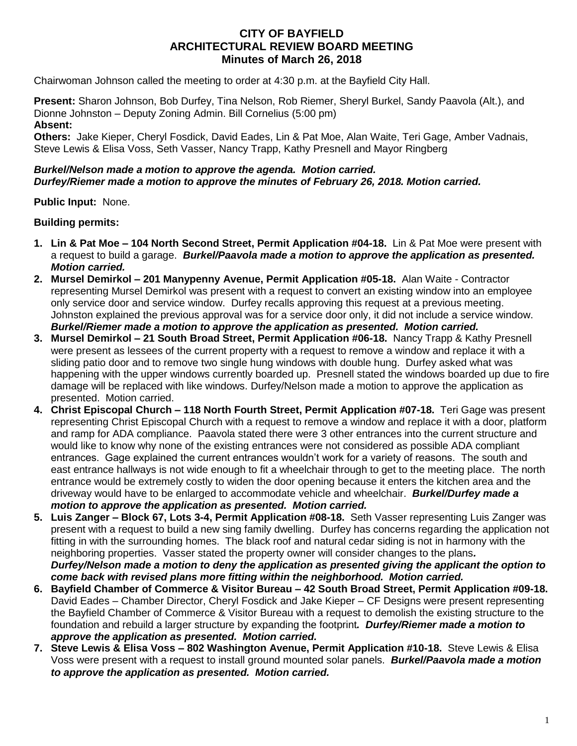# CITY OF BAYFIELD
## ARCHITECTURAL REVIEW BOARD MEETING
### Minutes of March 26, 2018

Chairwoman Johnson called the meeting to order at 4:30 p.m. at the Bayfield City Hall.

**Present:** Sharon Johnson, Bob Durfey, Tina Nelson, Rob Riemer, Sheryl Burkel, Sandy Paavola (Alt.), and Dionne Johnston – Deputy Zoning Admin. Bill Cornelius (5:00 pm)
**Absent:**
**Others:** Jake Kieper, Cheryl Fosdick, David Eades, Lin & Pat Moe, Alan Waite, Teri Gage, Amber Vadnais, Steve Lewis & Elisa Voss, Seth Vasser, Nancy Trapp, Kathy Presnell and Mayor Ringberg

***Burkel/Nelson made a motion to approve the agenda. Motion carried.***
***Durfey/Riemer made a motion to approve the minutes of February 26, 2018. Motion carried.***

**Public Input:** None.

**Building permits:**

1. **Lin & Pat Moe – 104 North Second Street, Permit Application #04-18.** Lin & Pat Moe were present with a request to build a garage. ***Burkel/Paavola made a motion to approve the application as presented. Motion carried.***
2. **Mursel Demirkol – 201 Manypenny Avenue, Permit Application #05-18.** Alan Waite - Contractor representing Mursel Demirkol was present with a request to convert an existing window into an employee only service door and service window. Durfey recalls approving this request at a previous meeting. Johnston explained the previous approval was for a service door only, it did not include a service window. ***Burkel/Riemer made a motion to approve the application as presented. Motion carried.***
3. **Mursel Demirkol – 21 South Broad Street, Permit Application #06-18.** Nancy Trapp & Kathy Presnell were present as lessees of the current property with a request to remove a window and replace it with a sliding patio door and to remove two single hung windows with double hung. Durfey asked what was happening with the upper windows currently boarded up. Presnell stated the windows boarded up due to fire damage will be replaced with like windows. Durfey/Nelson made a motion to approve the application as presented. Motion carried.
4. **Christ Episcopal Church – 118 North Fourth Street, Permit Application #07-18.** Teri Gage was present representing Christ Episcopal Church with a request to remove a window and replace it with a door, platform and ramp for ADA compliance. Paavola stated there were 3 other entrances into the current structure and would like to know why none of the existing entrances were not considered as possible ADA compliant entrances. Gage explained the current entrances wouldn't work for a variety of reasons. The south and east entrance hallways is not wide enough to fit a wheelchair through to get to the meeting place. The north entrance would be extremely costly to widen the door opening because it enters the kitchen area and the driveway would have to be enlarged to accommodate vehicle and wheelchair. ***Burkel/Durfey made a motion to approve the application as presented. Motion carried.***
5. **Luis Zanger – Block 67, Lots 3-4, Permit Application #08-18.** Seth Vasser representing Luis Zanger was present with a request to build a new sing family dwelling. Durfey has concerns regarding the application not fitting in with the surrounding homes. The black roof and natural cedar siding is not in harmony with the neighboring properties. Vasser stated the property owner will consider changes to the plans***.*** ***Durfey/Nelson made a motion to deny the application as presented giving the applicant the option to come back with revised plans more fitting within the neighborhood. Motion carried.***
6. **Bayfield Chamber of Commerce & Visitor Bureau – 42 South Broad Street, Permit Application #09-18.** David Eades – Chamber Director, Cheryl Fosdick and Jake Kieper – CF Designs were present representing the Bayfield Chamber of Commerce & Visitor Bureau with a request to demolish the existing structure to the foundation and rebuild a larger structure by expanding the footprint***. Durfey/Riemer made a motion to approve the application as presented. Motion carried.***
7. **Steve Lewis & Elisa Voss – 802 Washington Avenue, Permit Application #10-18.** Steve Lewis & Elisa Voss were present with a request to install ground mounted solar panels. ***Burkel/Paavola made a motion to approve the application as presented. Motion carried.***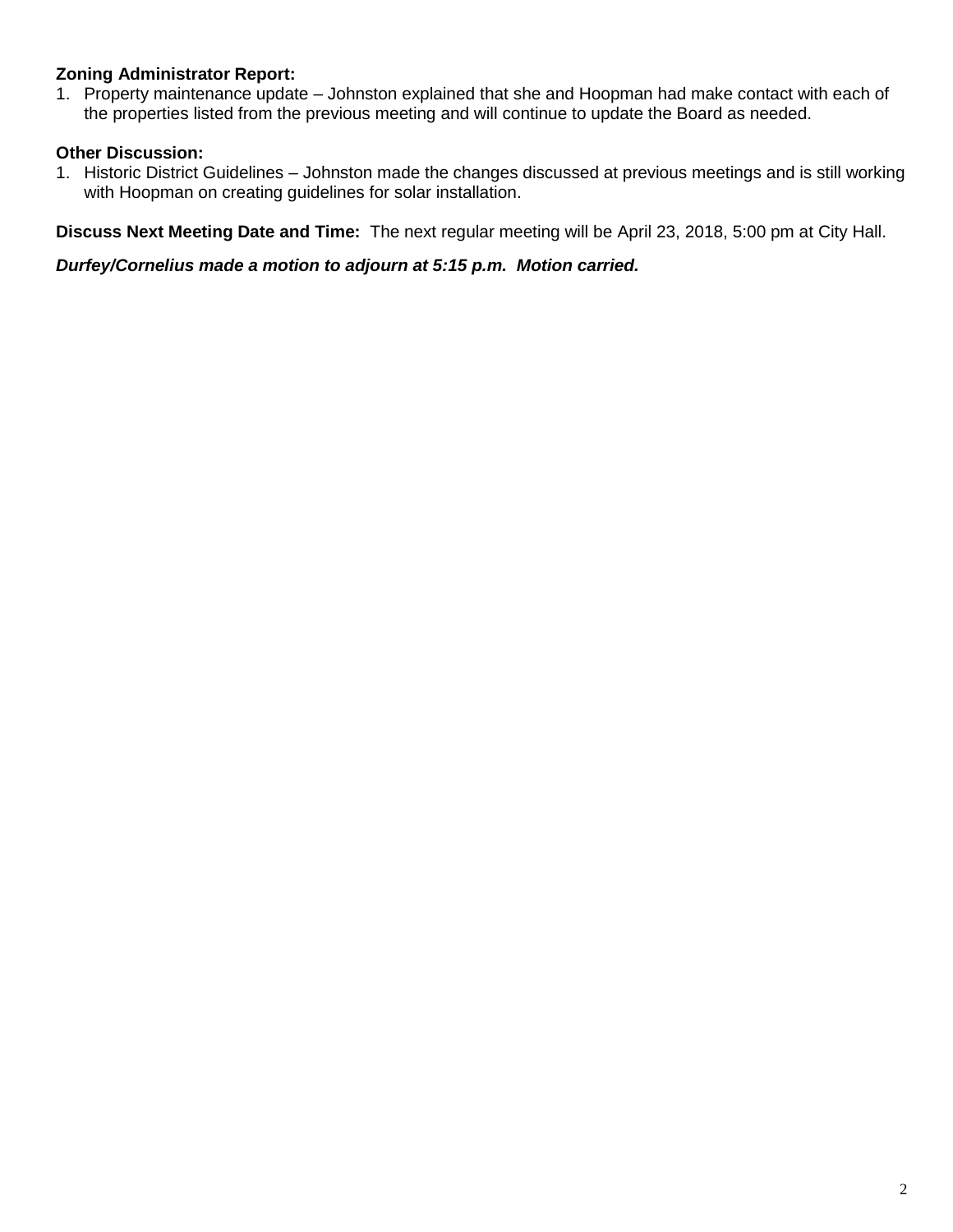**Zoning Administrator Report:**

1. Property maintenance update – Johnston explained that she and Hoopman had make contact with each of the properties listed from the previous meeting and will continue to update the Board as needed.

**Other Discussion:**

1. Historic District Guidelines – Johnston made the changes discussed at previous meetings and is still working with Hoopman on creating guidelines for solar installation.

**Discuss Next Meeting Date and Time:** The next regular meeting will be April 23, 2018, 5:00 pm at City Hall.

***Durfey/Cornelius made a motion to adjourn at 5:15 p.m. Motion carried.***